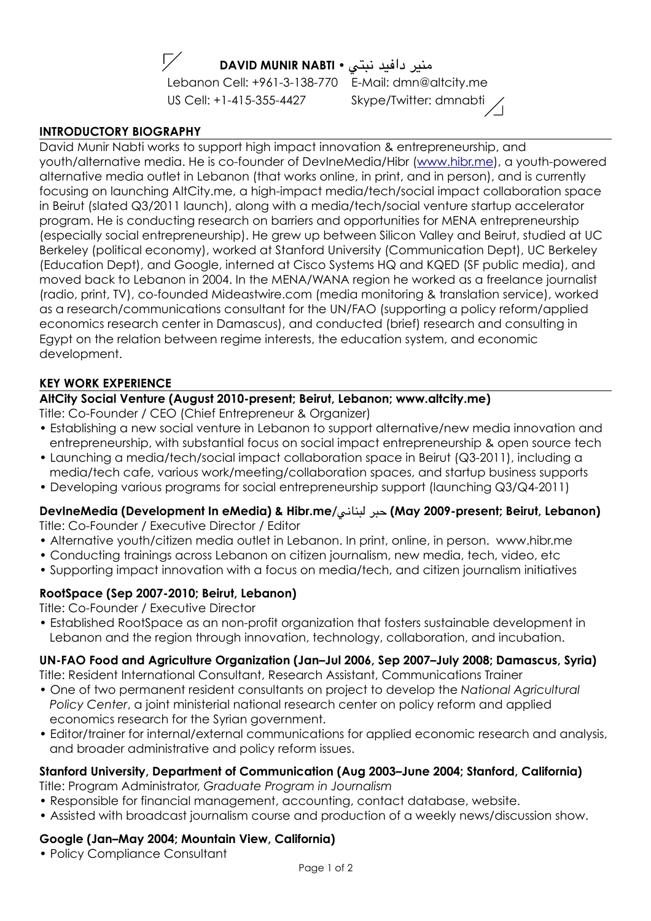**DAVID MUNIR NABTI • منير دافيد نبتي**

Lebanon Cell: +961-3-138-770 E-Mail: dmn@altcity.me
US Cell: +1-415-355-4427 Skype/Twitter: dmnabti

## INTRODUCTORY BIOGRAPHY

David Munir Nabti works to support high impact innovation & entrepreneurship, and youth/alternative media. He is co-founder of DevIneMedia/Hibr (www.hibr.me), a youth-powered alternative media outlet in Lebanon (that works online, in print, and in person), and is currently focusing on launching AltCity.me, a high-impact media/tech/social impact collaboration space in Beirut (slated Q3/2011 launch), along with a media/tech/social venture startup accelerator program. He is conducting research on barriers and opportunities for MENA entrepreneurship (especially social entrepreneurship). He grew up between Silicon Valley and Beirut, studied at UC Berkeley (political economy), worked at Stanford University (Communication Dept), UC Berkeley (Education Dept), and Google, interned at Cisco Systems HQ and KQED (SF public media), and moved back to Lebanon in 2004. In the MENA/WANA region he worked as a freelance journalist (radio, print, TV), co-founded Mideastwire.com (media monitoring & translation service), worked as a research/communications consultant for the UN/FAO (supporting a policy reform/applied economics research center in Damascus), and conducted (brief) research and consulting in Egypt on the relation between regime interests, the education system, and economic development.

## KEY WORK EXPERIENCE

### AltCity Social Venture (August 2010-present; Beirut, Lebanon; www.altcity.me)

Title: Co-Founder / CEO (Chief Entrepreneur & Organizer)

- Establishing a new social venture in Lebanon to support alternative/new media innovation and entrepreneurship, with substantial focus on social impact entrepreneurship & open source tech
- Launching a media/tech/social impact collaboration space in Beirut (Q3-2011), including a media/tech cafe, various work/meeting/collaboration spaces, and startup business supports
- Developing various programs for social entrepreneurship support (launching Q3/Q4-2011)

### DevIneMedia (Development In eMedia) & Hibr.me/حبر لبناني (May 2009-present; Beirut, Lebanon)

Title: Co-Founder / Executive Director / Editor

- Alternative youth/citizen media outlet in Lebanon. In print, online, in person. www.hibr.me
- Conducting trainings across Lebanon on citizen journalism, new media, tech, video, etc
- Supporting impact innovation with a focus on media/tech, and citizen journalism initiatives

### RootSpace (Sep 2007-2010; Beirut, Lebanon)

Title: Co-Founder / Executive Director

- Established RootSpace as an non-profit organization that fosters sustainable development in Lebanon and the region through innovation, technology, collaboration, and incubation.

### UN-FAO Food and Agriculture Organization (Jan–Jul 2006, Sep 2007–July 2008; Damascus, Syria)

Title: Resident International Consultant, Research Assistant, Communications Trainer

- One of two permanent resident consultants on project to develop the *National Agricultural Policy Center*, a joint ministerial national research center on policy reform and applied economics research for the Syrian government.
- Editor/trainer for internal/external communications for applied economic research and analysis, and broader administrative and policy reform issues.

### Stanford University, Department of Communication (Aug 2003–June 2004; Stanford, California)

Title: Program Administrator, *Graduate Program in Journalism*

- Responsible for financial management, accounting, contact database, website.
- Assisted with broadcast journalism course and production of a weekly news/discussion show.

### Google (Jan–May 2004; Mountain View, California)

- Policy Compliance Consultant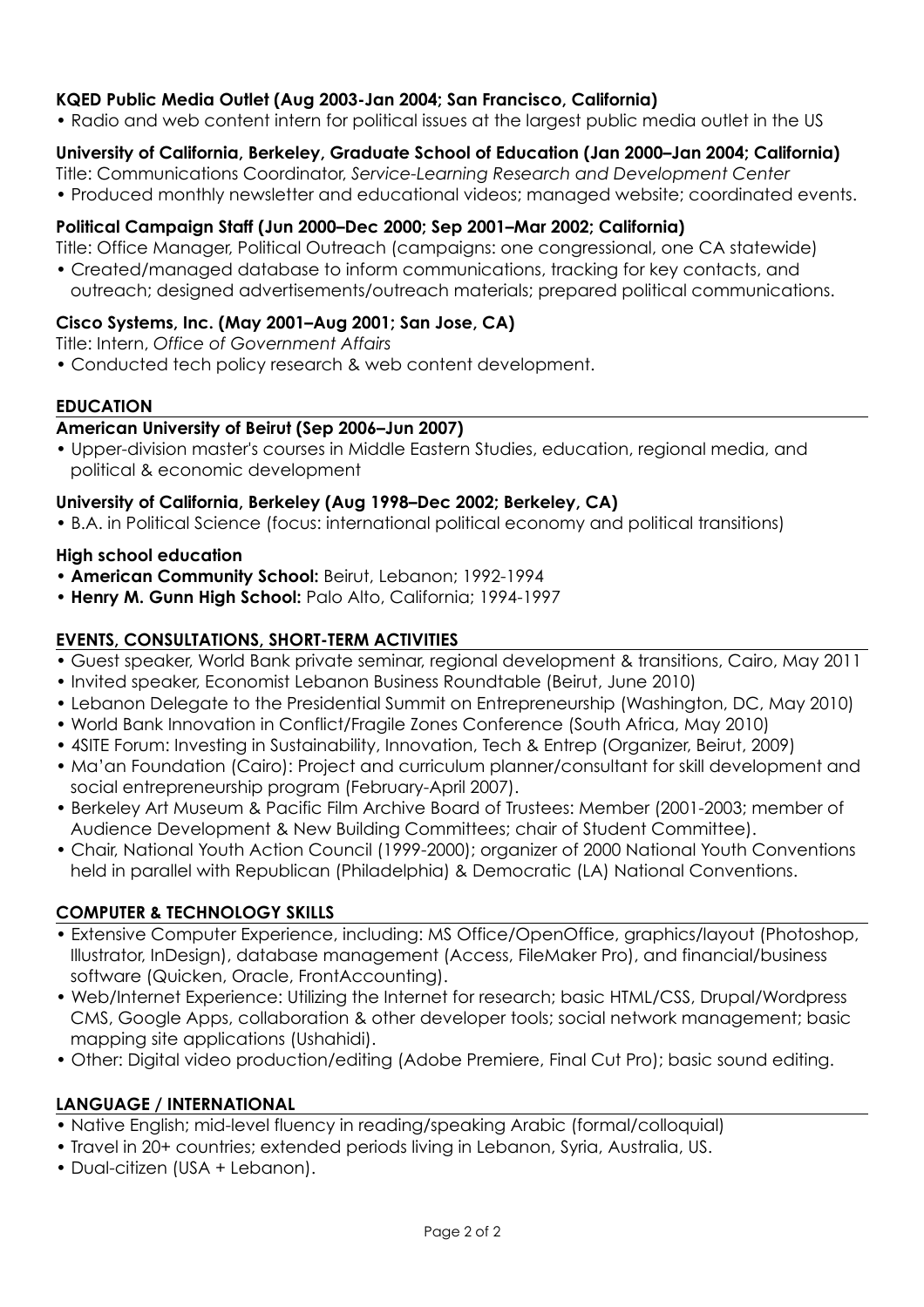**KQED Public Media Outlet (Aug 2003-Jan 2004; San Francisco, California)**

- Radio and web content intern for political issues at the largest public media outlet in the US

**University of California, Berkeley, Graduate School of Education (Jan 2000–Jan 2004; California)**

Title: Communications Coordinator, *Service-Learning Research and Development Center*

- Produced monthly newsletter and educational videos; managed website; coordinated events.

**Political Campaign Staff (Jun 2000–Dec 2000; Sep 2001–Mar 2002; California)**

Title: Office Manager, Political Outreach (campaigns: one congressional, one CA statewide)

- Created/managed database to inform communications, tracking for key contacts, and outreach; designed advertisements/outreach materials; prepared political communications.

**Cisco Systems, Inc. (May 2001–Aug 2001; San Jose, CA)**

Title: Intern, *Office of Government Affairs*

- Conducted tech policy research & web content development.

## EDUCATION

**American University of Beirut (Sep 2006–Jun 2007)**

- Upper-division master's courses in Middle Eastern Studies, education, regional media, and political & economic development

**University of California, Berkeley (Aug 1998–Dec 2002; Berkeley, CA)**

- B.A. in Political Science (focus: international political economy and political transitions)

**High school education**

- **American Community School:** Beirut, Lebanon; 1992-1994
- **Henry M. Gunn High School:** Palo Alto, California; 1994-1997

## EVENTS, CONSULTATIONS, SHORT-TERM ACTIVITIES

- Guest speaker, World Bank private seminar, regional development & transitions, Cairo, May 2011
- Invited speaker, Economist Lebanon Business Roundtable (Beirut, June 2010)
- Lebanon Delegate to the Presidential Summit on Entrepreneurship (Washington, DC, May 2010)
- World Bank Innovation in Conflict/Fragile Zones Conference (South Africa, May 2010)
- 4SITE Forum: Investing in Sustainability, Innovation, Tech & Entrep (Organizer, Beirut, 2009)
- Ma'an Foundation (Cairo): Project and curriculum planner/consultant for skill development and social entrepreneurship program (February-April 2007).
- Berkeley Art Museum & Pacific Film Archive Board of Trustees: Member (2001-2003; member of Audience Development & New Building Committees; chair of Student Committee).
- Chair, National Youth Action Council (1999-2000); organizer of 2000 National Youth Conventions held in parallel with Republican (Philadelphia) & Democratic (LA) National Conventions.

## COMPUTER & TECHNOLOGY SKILLS

- Extensive Computer Experience, including: MS Office/OpenOffice, graphics/layout (Photoshop, Illustrator, InDesign), database management (Access, FileMaker Pro), and financial/business software (Quicken, Oracle, FrontAccounting).
- Web/Internet Experience: Utilizing the Internet for research; basic HTML/CSS, Drupal/Wordpress CMS, Google Apps, collaboration & other developer tools; social network management; basic mapping site applications (Ushahidi).
- Other: Digital video production/editing (Adobe Premiere, Final Cut Pro); basic sound editing.

## LANGUAGE / INTERNATIONAL

- Native English; mid-level fluency in reading/speaking Arabic (formal/colloquial)
- Travel in 20+ countries; extended periods living in Lebanon, Syria, Australia, US.
- Dual-citizen (USA + Lebanon).